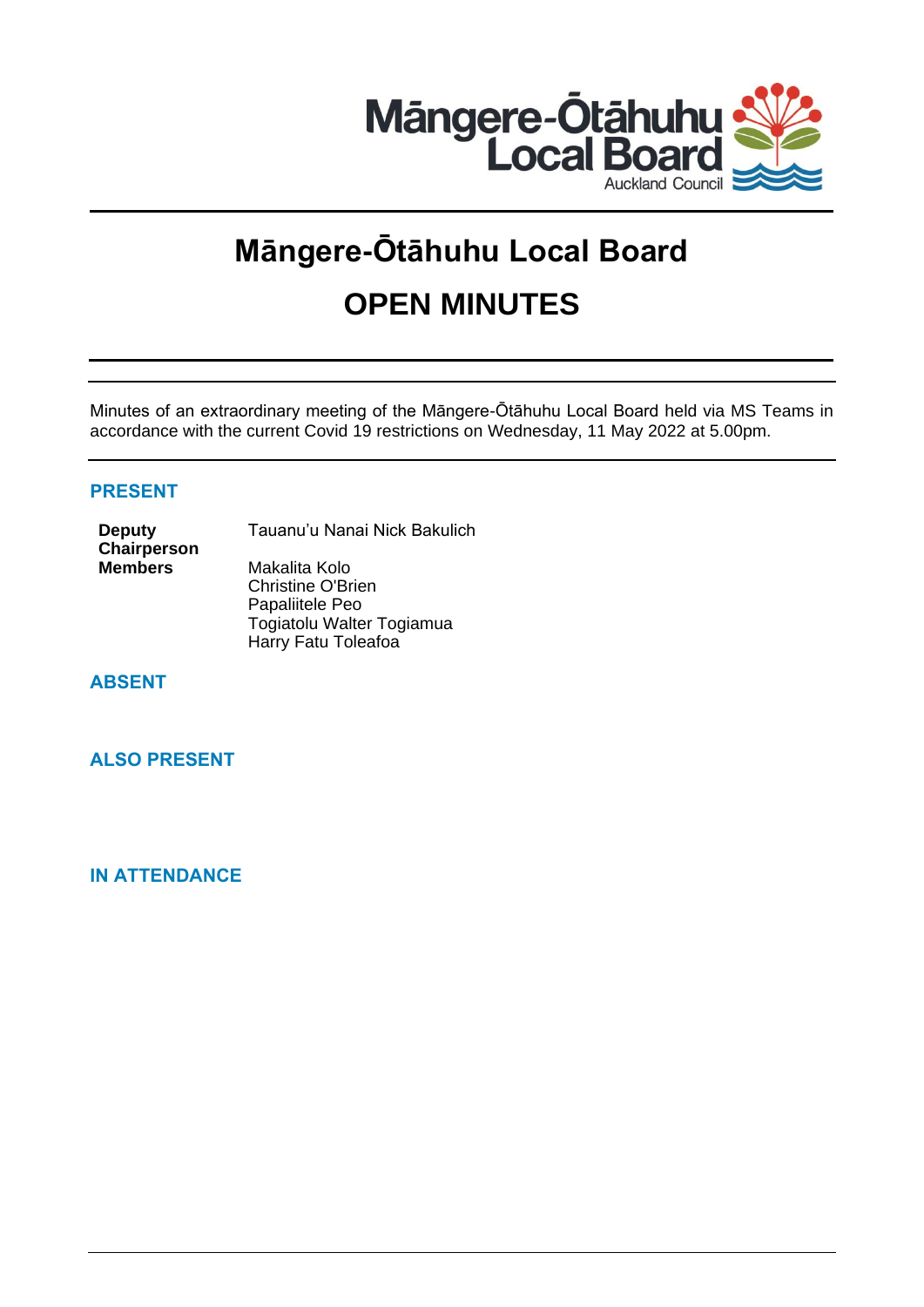# Māngere-Ōtāhuhu Local Board

# OPEN MINUTES

Minutes of an extraordinary meeting of the Māngere-Ōtāhuhu Local Board held via MS Teams in accordance with the current Covid 19 restrictions on Wednesday, 11 May 2022 at 5.00pm.

## PRESENT

| | |
|---|---|
| **Deputy Chairperson** | Tauanu'u Nanai Nick Bakulich |
| **Members** | Makalita Kolo<br>Christine O'Brien<br>Papaliitele Peo<br>Togiatolu Walter Togiamua<br>Harry Fatu Toleafoa |

## ABSENT

## ALSO PRESENT

## IN ATTENDANCE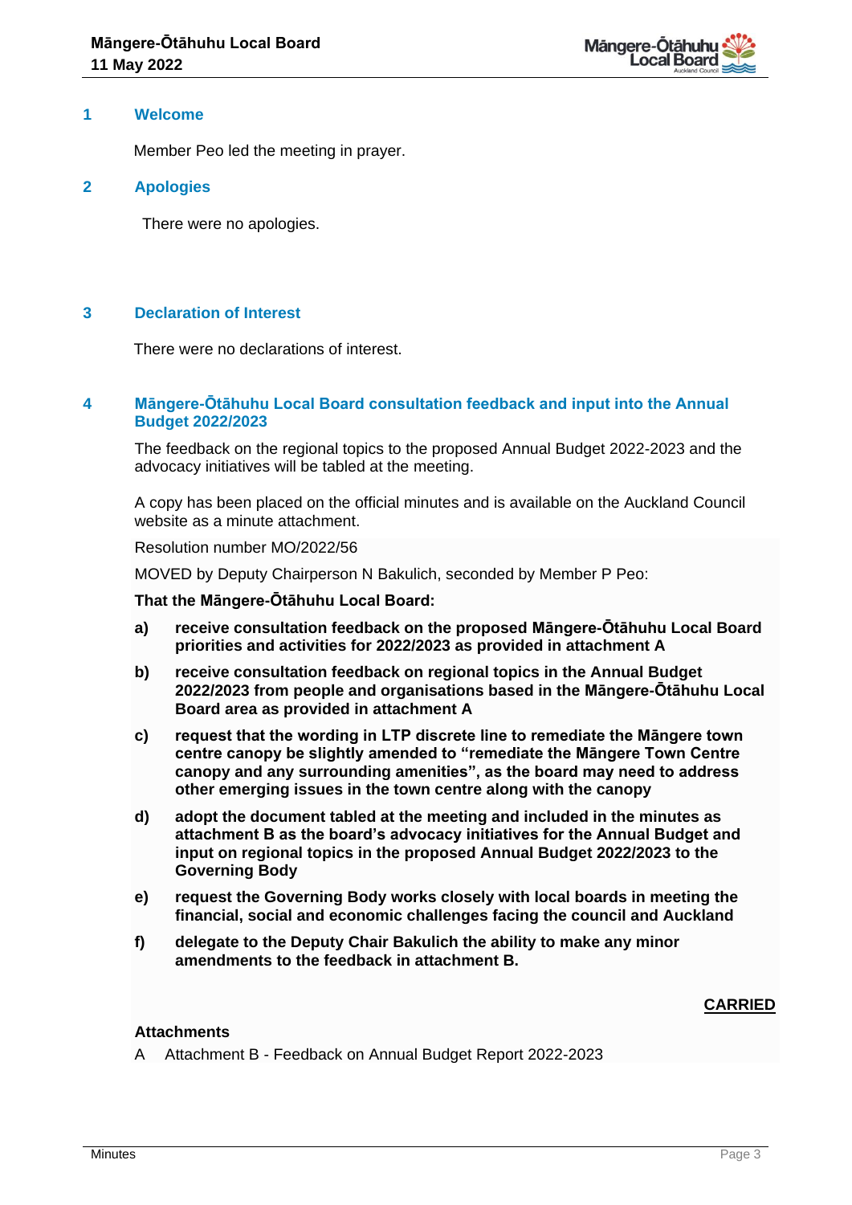## 1 Welcome

Member Peo led the meeting in prayer.

## 2 Apologies

There were no apologies.

## 3 Declaration of Interest

There were no declarations of interest.

## 4 Māngere-Ōtāhuhu Local Board consultation feedback and input into the Annual Budget 2022/2023

The feedback on the regional topics to the proposed Annual Budget 2022-2023 and the advocacy initiatives will be tabled at the meeting.

A copy has been placed on the official minutes and is available on the Auckland Council website as a minute attachment.

Resolution number MO/2022/56

MOVED by Deputy Chairperson N Bakulich, seconded by Member P Peo:

**That the Māngere-Ōtāhuhu Local Board:**

**a) receive consultation feedback on the proposed Māngere-Ōtāhuhu Local Board priorities and activities for 2022/2023 as provided in attachment A**

**b) receive consultation feedback on regional topics in the Annual Budget 2022/2023 from people and organisations based in the Māngere-Ōtāhuhu Local Board area as provided in attachment A**

**c) request that the wording in LTP discrete line to remediate the Māngere town centre canopy be slightly amended to "remediate the Māngere Town Centre canopy and any surrounding amenities", as the board may need to address other emerging issues in the town centre along with the canopy**

**d) adopt the document tabled at the meeting and included in the minutes as attachment B as the board's advocacy initiatives for the Annual Budget and input on regional topics in the proposed Annual Budget 2022/2023 to the Governing Body**

**e) request the Governing Body works closely with local boards in meeting the financial, social and economic challenges facing the council and Auckland**

**f) delegate to the Deputy Chair Bakulich the ability to make any minor amendments to the feedback in attachment B.**

**CARRIED**

**Attachments**

A Attachment B - Feedback on Annual Budget Report 2022-2023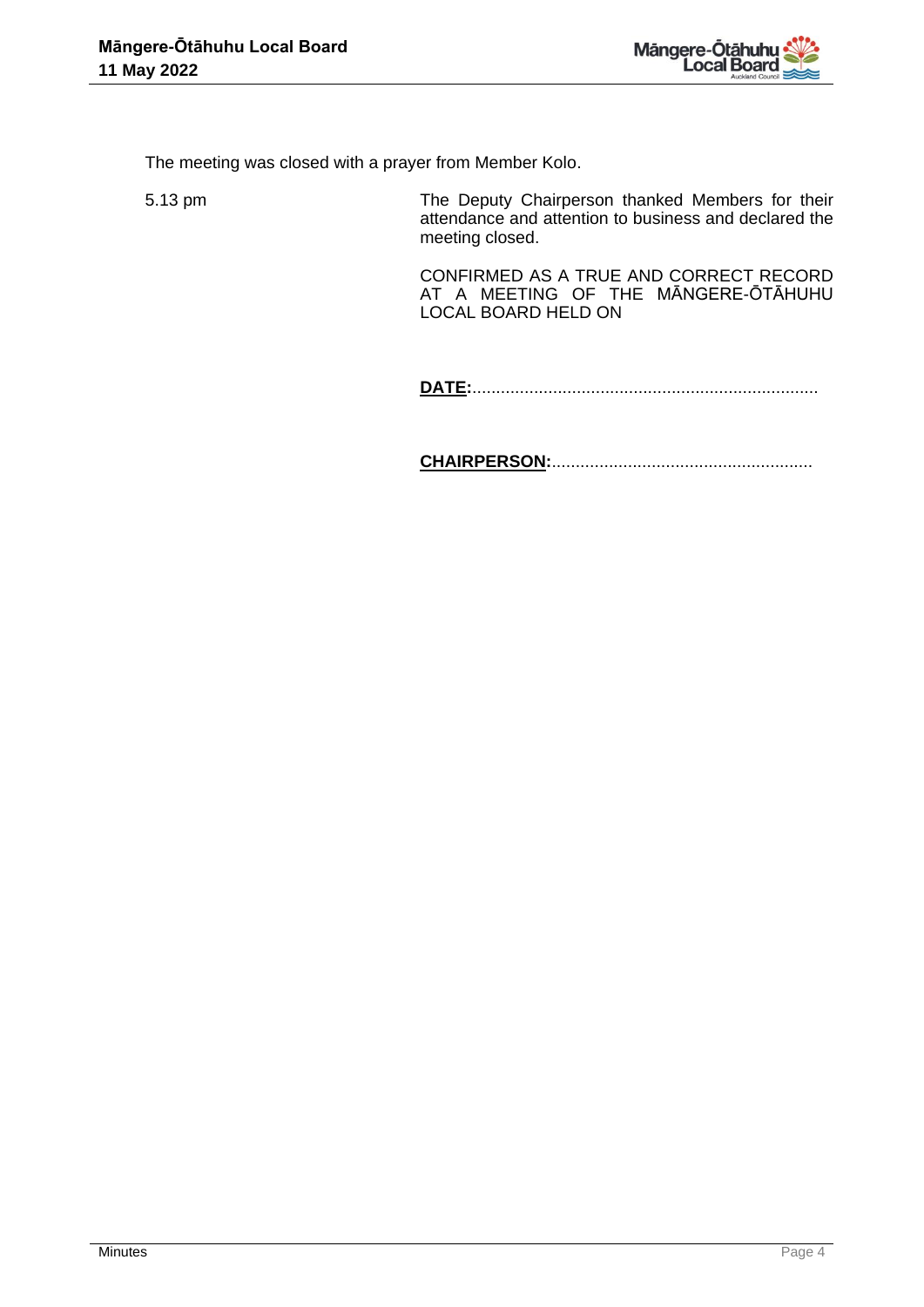The meeting was closed with a prayer from Member Kolo.

5.13 pm

The Deputy Chairperson thanked Members for their attendance and attention to business and declared the meeting closed.

CONFIRMED AS A TRUE AND CORRECT RECORD AT A MEETING OF THE MĀNGERE-ŌTĀHUHU LOCAL BOARD HELD ON

**DATE:**.........................................................................

**CHAIRPERSON:**.......................................................